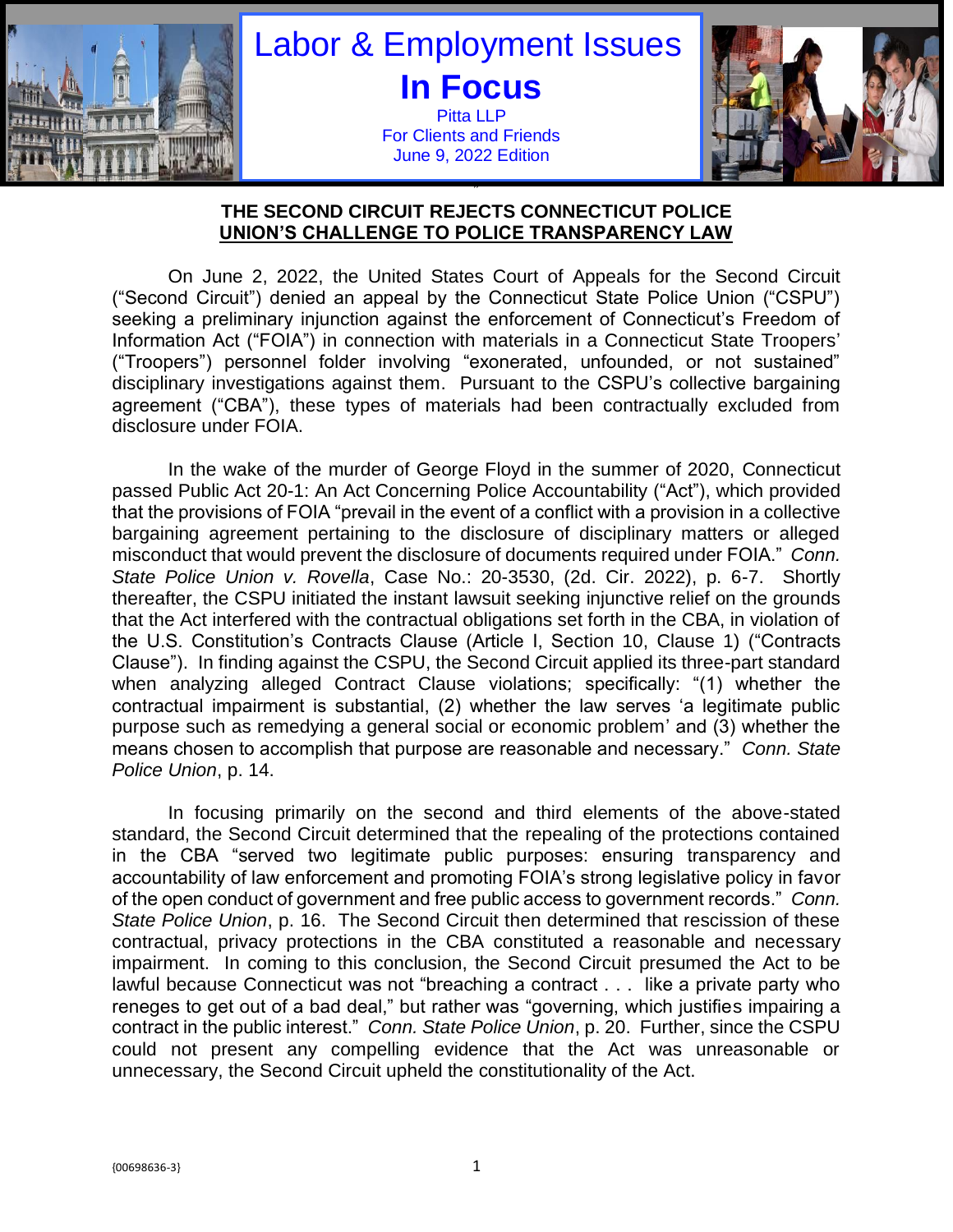# Labor & Employment Issues

# In Focus

Pitta LLP
For Clients and Friends
June 9, 2022 Edition

## THE SECOND CIRCUIT REJECTS CONNECTICUT POLICE UNION'S CHALLENGE TO POLICE TRANSPARENCY LAW

On June 2, 2022, the United States Court of Appeals for the Second Circuit ("Second Circuit") denied an appeal by the Connecticut State Police Union ("CSPU") seeking a preliminary injunction against the enforcement of Connecticut's Freedom of Information Act ("FOIA") in connection with materials in a Connecticut State Troopers' ("Troopers") personnel folder involving "exonerated, unfounded, or not sustained" disciplinary investigations against them. Pursuant to the CSPU's collective bargaining agreement ("CBA"), these types of materials had been contractually excluded from disclosure under FOIA.

In the wake of the murder of George Floyd in the summer of 2020, Connecticut passed Public Act 20-1: An Act Concerning Police Accountability ("Act"), which provided that the provisions of FOIA "prevail in the event of a conflict with a provision in a collective bargaining agreement pertaining to the disclosure of disciplinary matters or alleged misconduct that would prevent the disclosure of documents required under FOIA." *Conn. State Police Union v. Rovella*, Case No.: 20-3530, (2d. Cir. 2022), p. 6-7. Shortly thereafter, the CSPU initiated the instant lawsuit seeking injunctive relief on the grounds that the Act interfered with the contractual obligations set forth in the CBA, in violation of the U.S. Constitution's Contracts Clause (Article I, Section 10, Clause 1) ("Contracts Clause"). In finding against the CSPU, the Second Circuit applied its three-part standard when analyzing alleged Contract Clause violations; specifically: "(1) whether the contractual impairment is substantial, (2) whether the law serves 'a legitimate public purpose such as remedying a general social or economic problem' and (3) whether the means chosen to accomplish that purpose are reasonable and necessary." *Conn. State Police Union*, p. 14.

In focusing primarily on the second and third elements of the above-stated standard, the Second Circuit determined that the repealing of the protections contained in the CBA "served two legitimate public purposes: ensuring transparency and accountability of law enforcement and promoting FOIA's strong legislative policy in favor of the open conduct of government and free public access to government records." *Conn. State Police Union*, p. 16. The Second Circuit then determined that rescission of these contractual, privacy protections in the CBA constituted a reasonable and necessary impairment. In coming to this conclusion, the Second Circuit presumed the Act to be lawful because Connecticut was not "breaching a contract . . . like a private party who reneges to get out of a bad deal," but rather was "governing, which justifies impairing a contract in the public interest." *Conn. State Police Union*, p. 20. Further, since the CSPU could not present any compelling evidence that the Act was unreasonable or unnecessary, the Second Circuit upheld the constitutionality of the Act.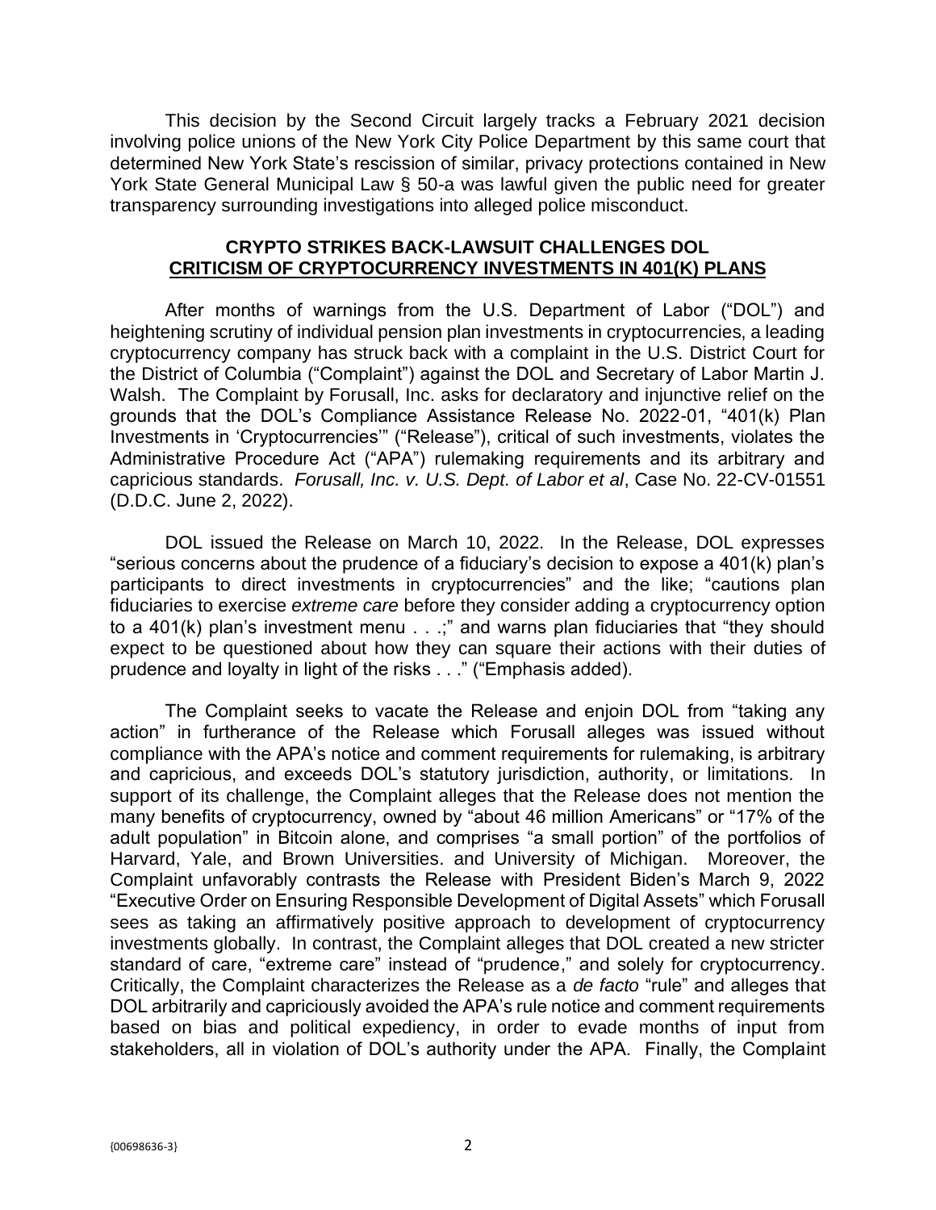This decision by the Second Circuit largely tracks a February 2021 decision involving police unions of the New York City Police Department by this same court that determined New York State's rescission of similar, privacy protections contained in New York State General Municipal Law § 50-a was lawful given the public need for greater transparency surrounding investigations into alleged police misconduct.

## CRYPTO STRIKES BACK-LAWSUIT CHALLENGES DOL CRITICISM OF CRYPTOCURRENCY INVESTMENTS IN 401(K) PLANS

After months of warnings from the U.S. Department of Labor ("DOL") and heightening scrutiny of individual pension plan investments in cryptocurrencies, a leading cryptocurrency company has struck back with a complaint in the U.S. District Court for the District of Columbia ("Complaint") against the DOL and Secretary of Labor Martin J. Walsh. The Complaint by Forusall, Inc. asks for declaratory and injunctive relief on the grounds that the DOL's Compliance Assistance Release No. 2022-01, "401(k) Plan Investments in 'Cryptocurrencies'" ("Release"), critical of such investments, violates the Administrative Procedure Act ("APA") rulemaking requirements and its arbitrary and capricious standards. *Forusall, Inc. v. U.S. Dept. of Labor et al*, Case No. 22-CV-01551 (D.D.C. June 2, 2022).

DOL issued the Release on March 10, 2022. In the Release, DOL expresses "serious concerns about the prudence of a fiduciary's decision to expose a 401(k) plan's participants to direct investments in cryptocurrencies" and the like; "cautions plan fiduciaries to exercise *extreme care* before they consider adding a cryptocurrency option to a 401(k) plan's investment menu . . .;" and warns plan fiduciaries that "they should expect to be questioned about how they can square their actions with their duties of prudence and loyalty in light of the risks . . ." ("Emphasis added).

The Complaint seeks to vacate the Release and enjoin DOL from "taking any action" in furtherance of the Release which Forusall alleges was issued without compliance with the APA's notice and comment requirements for rulemaking, is arbitrary and capricious, and exceeds DOL's statutory jurisdiction, authority, or limitations. In support of its challenge, the Complaint alleges that the Release does not mention the many benefits of cryptocurrency, owned by "about 46 million Americans" or "17% of the adult population" in Bitcoin alone, and comprises "a small portion" of the portfolios of Harvard, Yale, and Brown Universities. and University of Michigan. Moreover, the Complaint unfavorably contrasts the Release with President Biden's March 9, 2022 "Executive Order on Ensuring Responsible Development of Digital Assets" which Forusall sees as taking an affirmatively positive approach to development of cryptocurrency investments globally. In contrast, the Complaint alleges that DOL created a new stricter standard of care, "extreme care" instead of "prudence," and solely for cryptocurrency. Critically, the Complaint characterizes the Release as a *de facto* "rule" and alleges that DOL arbitrarily and capriciously avoided the APA's rule notice and comment requirements based on bias and political expediency, in order to evade months of input from stakeholders, all in violation of DOL's authority under the APA. Finally, the Complaint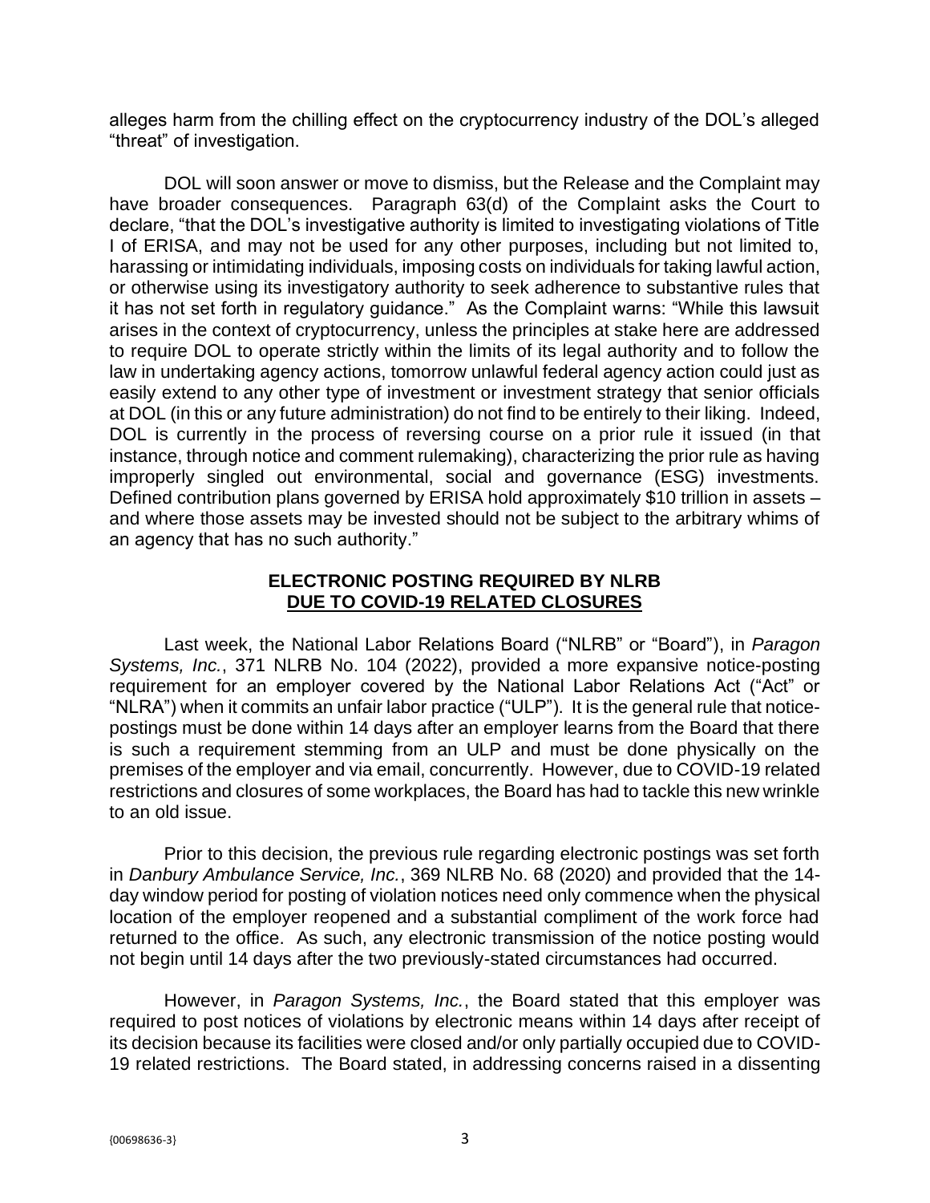alleges harm from the chilling effect on the cryptocurrency industry of the DOL's alleged "threat" of investigation.

DOL will soon answer or move to dismiss, but the Release and the Complaint may have broader consequences. Paragraph 63(d) of the Complaint asks the Court to declare, "that the DOL's investigative authority is limited to investigating violations of Title I of ERISA, and may not be used for any other purposes, including but not limited to, harassing or intimidating individuals, imposing costs on individuals for taking lawful action, or otherwise using its investigatory authority to seek adherence to substantive rules that it has not set forth in regulatory guidance." As the Complaint warns: "While this lawsuit arises in the context of cryptocurrency, unless the principles at stake here are addressed to require DOL to operate strictly within the limits of its legal authority and to follow the law in undertaking agency actions, tomorrow unlawful federal agency action could just as easily extend to any other type of investment or investment strategy that senior officials at DOL (in this or any future administration) do not find to be entirely to their liking. Indeed, DOL is currently in the process of reversing course on a prior rule it issued (in that instance, through notice and comment rulemaking), characterizing the prior rule as having improperly singled out environmental, social and governance (ESG) investments. Defined contribution plans governed by ERISA hold approximately $10 trillion in assets – and where those assets may be invested should not be subject to the arbitrary whims of an agency that has no such authority."

## ELECTRONIC POSTING REQUIRED BY NLRB DUE TO COVID-19 RELATED CLOSURES

Last week, the National Labor Relations Board ("NLRB" or "Board"), in *Paragon Systems, Inc.*, 371 NLRB No. 104 (2022), provided a more expansive notice-posting requirement for an employer covered by the National Labor Relations Act ("Act" or "NLRA") when it commits an unfair labor practice ("ULP"). It is the general rule that notice-postings must be done within 14 days after an employer learns from the Board that there is such a requirement stemming from an ULP and must be done physically on the premises of the employer and via email, concurrently. However, due to COVID-19 related restrictions and closures of some workplaces, the Board has had to tackle this new wrinkle to an old issue.

Prior to this decision, the previous rule regarding electronic postings was set forth in *Danbury Ambulance Service, Inc.*, 369 NLRB No. 68 (2020) and provided that the 14-day window period for posting of violation notices need only commence when the physical location of the employer reopened and a substantial compliment of the work force had returned to the office. As such, any electronic transmission of the notice posting would not begin until 14 days after the two previously-stated circumstances had occurred.

However, in *Paragon Systems, Inc.*, the Board stated that this employer was required to post notices of violations by electronic means within 14 days after receipt of its decision because its facilities were closed and/or only partially occupied due to COVID-19 related restrictions. The Board stated, in addressing concerns raised in a dissenting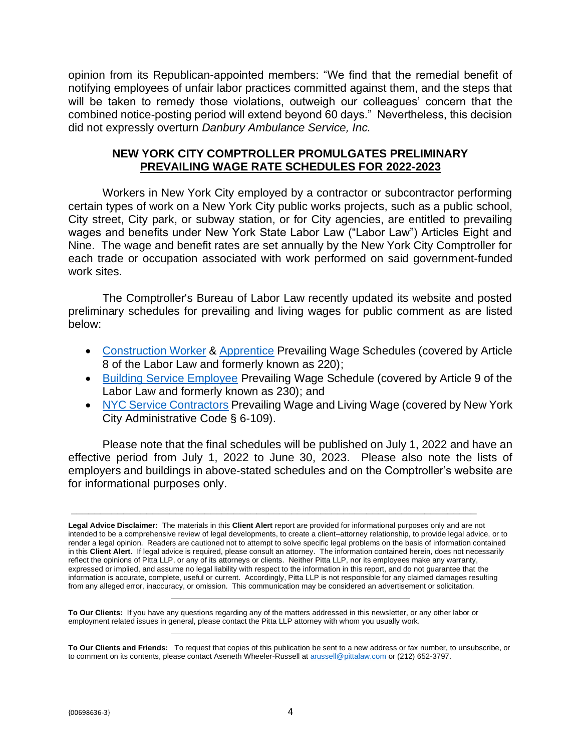opinion from its Republican-appointed members: "We find that the remedial benefit of notifying employees of unfair labor practices committed against them, and the steps that will be taken to remedy those violations, outweigh our colleagues' concern that the combined notice-posting period will extend beyond 60 days." Nevertheless, this decision did not expressly overturn *Danbury Ambulance Service, Inc.*

## NEW YORK CITY COMPTROLLER PROMULGATES PRELIMINARY PREVAILING WAGE RATE SCHEDULES FOR 2022-2023

Workers in New York City employed by a contractor or subcontractor performing certain types of work on a New York City public works projects, such as a public school, City street, City park, or subway station, or for City agencies, are entitled to prevailing wages and benefits under New York State Labor Law ("Labor Law") Articles Eight and Nine. The wage and benefit rates are set annually by the New York City Comptroller for each trade or occupation associated with work performed on said government-funded work sites.

The Comptroller's Bureau of Labor Law recently updated its website and posted preliminary schedules for prevailing and living wages for public comment as are listed below:

- Construction Worker & Apprentice Prevailing Wage Schedules (covered by Article 8 of the Labor Law and formerly known as 220);
- Building Service Employee Prevailing Wage Schedule (covered by Article 9 of the Labor Law and formerly known as 230); and
- NYC Service Contractors Prevailing Wage and Living Wage (covered by New York City Administrative Code § 6-109).

Please note that the final schedules will be published on July 1, 2022 and have an effective period from July 1, 2022 to June 30, 2023. Please also note the lists of employers and buildings in above-stated schedules and on the Comptroller's website are for informational purposes only.

---

**Legal Advice Disclaimer:** The materials in this **Client Alert** report are provided for informational purposes only and are not intended to be a comprehensive review of legal developments, to create a client–attorney relationship, to provide legal advice, or to render a legal opinion. Readers are cautioned not to attempt to solve specific legal problems on the basis of information contained in this **Client Alert**. If legal advice is required, please consult an attorney. The information contained herein, does not necessarily reflect the opinions of Pitta LLP, or any of its attorneys or clients. Neither Pitta LLP, nor its employees make any warranty, expressed or implied, and assume no legal liability with respect to the information in this report, and do not guarantee that the information is accurate, complete, useful or current. Accordingly, Pitta LLP is not responsible for any claimed damages resulting from any alleged error, inaccuracy, or omission. This communication may be considered an advertisement or solicitation.

---

**To Our Clients:** If you have any questions regarding any of the matters addressed in this newsletter, or any other labor or employment related issues in general, please contact the Pitta LLP attorney with whom you usually work.

---

**To Our Clients and Friends:** To request that copies of this publication be sent to a new address or fax number, to unsubscribe, or to comment on its contents, please contact Aseneth Wheeler-Russell at arussell@pittalaw.com or (212) 652-3797.